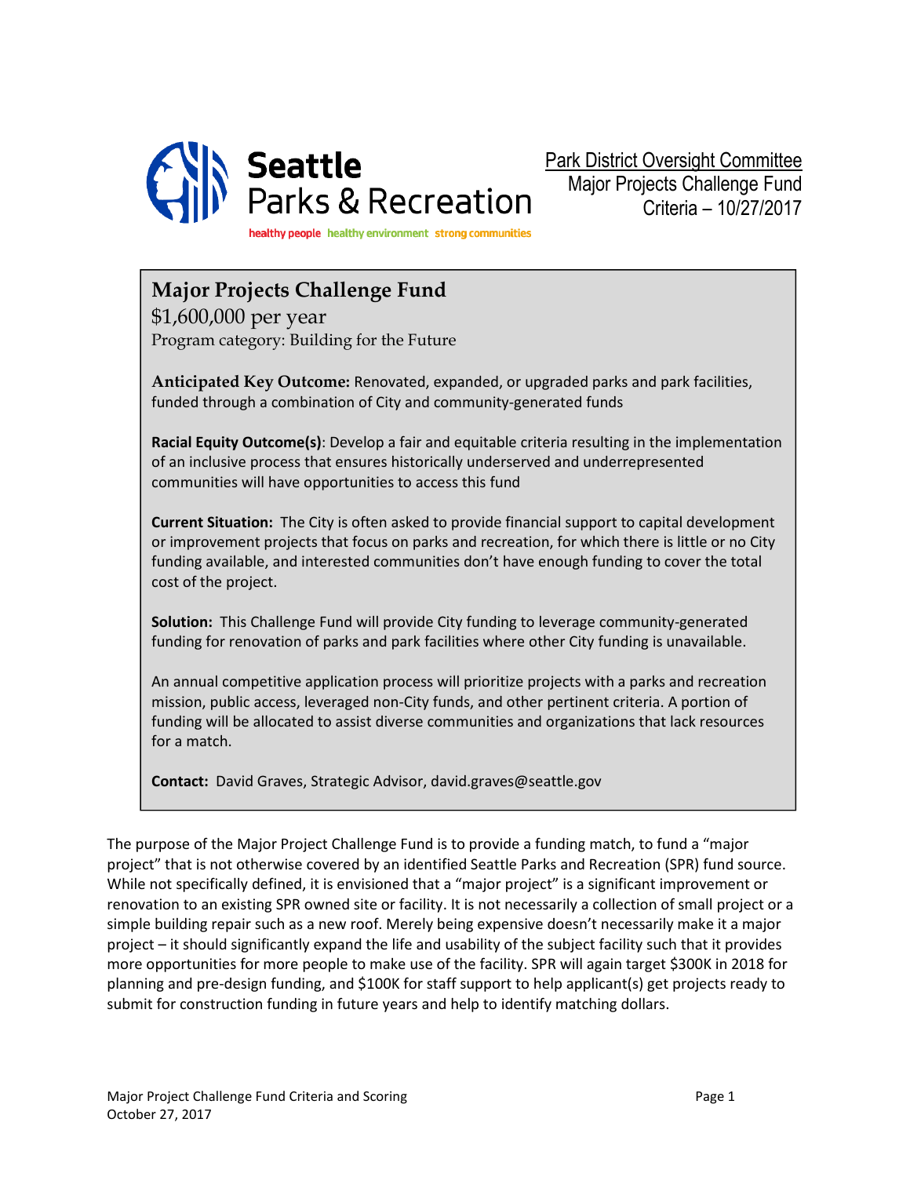Seattle Parks & Recreation

healthy people healthy environment strong communities

Park District Oversight Committee
Major Projects Challenge Fund
Criteria – 10/27/2017

## Major Projects Challenge Fund

$1,600,000 per year

Program category: Building for the Future

**Anticipated Key Outcome:** Renovated, expanded, or upgraded parks and park facilities, funded through a combination of City and community-generated funds

**Racial Equity Outcome(s)**: Develop a fair and equitable criteria resulting in the implementation of an inclusive process that ensures historically underserved and underrepresented communities will have opportunities to access this fund

**Current Situation:** The City is often asked to provide financial support to capital development or improvement projects that focus on parks and recreation, for which there is little or no City funding available, and interested communities don't have enough funding to cover the total cost of the project.

**Solution:** This Challenge Fund will provide City funding to leverage community-generated funding for renovation of parks and park facilities where other City funding is unavailable.

An annual competitive application process will prioritize projects with a parks and recreation mission, public access, leveraged non-City funds, and other pertinent criteria. A portion of funding will be allocated to assist diverse communities and organizations that lack resources for a match.

**Contact:** David Graves, Strategic Advisor, david.graves@seattle.gov

The purpose of the Major Project Challenge Fund is to provide a funding match, to fund a "major project" that is not otherwise covered by an identified Seattle Parks and Recreation (SPR) fund source. While not specifically defined, it is envisioned that a "major project" is a significant improvement or renovation to an existing SPR owned site or facility. It is not necessarily a collection of small project or a simple building repair such as a new roof. Merely being expensive doesn't necessarily make it a major project – it should significantly expand the life and usability of the subject facility such that it provides more opportunities for more people to make use of the facility. SPR will again target $300K in 2018 for planning and pre-design funding, and $100K for staff support to help applicant(s) get projects ready to submit for construction funding in future years and help to identify matching dollars.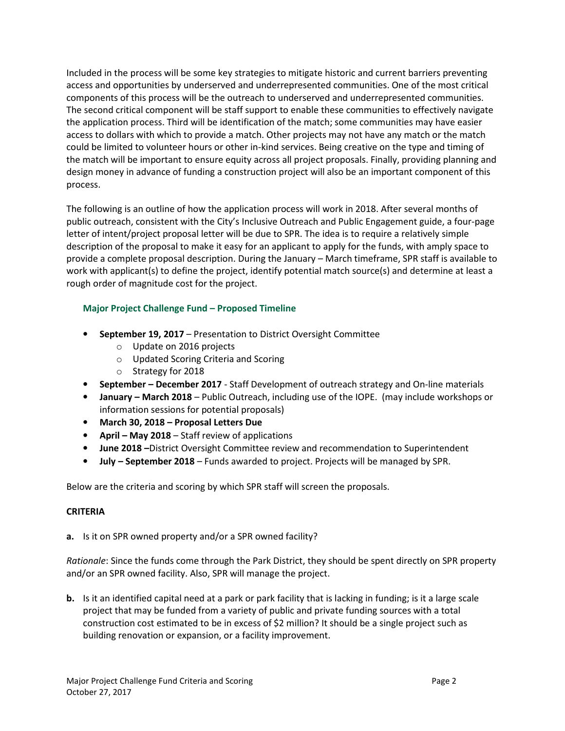Included in the process will be some key strategies to mitigate historic and current barriers preventing access and opportunities by underserved and underrepresented communities. One of the most critical components of this process will be the outreach to underserved and underrepresented communities. The second critical component will be staff support to enable these communities to effectively navigate the application process. Third will be identification of the match; some communities may have easier access to dollars with which to provide a match. Other projects may not have any match or the match could be limited to volunteer hours or other in-kind services. Being creative on the type and timing of the match will be important to ensure equity across all project proposals. Finally, providing planning and design money in advance of funding a construction project will also be an important component of this process.

The following is an outline of how the application process will work in 2018. After several months of public outreach, consistent with the City's Inclusive Outreach and Public Engagement guide, a four-page letter of intent/project proposal letter will be due to SPR. The idea is to require a relatively simple description of the proposal to make it easy for an applicant to apply for the funds, with amply space to provide a complete proposal description. During the January – March timeframe, SPR staff is available to work with applicant(s) to define the project, identify potential match source(s) and determine at least a rough order of magnitude cost for the project.

### Major Project Challenge Fund – Proposed Timeline

- **September 19, 2017** – Presentation to District Oversight Committee
  - Update on 2016 projects
  - Updated Scoring Criteria and Scoring
  - Strategy for 2018
- **September – December 2017** - Staff Development of outreach strategy and On-line materials
- **January – March 2018** – Public Outreach, including use of the IOPE. (may include workshops or information sessions for potential proposals)
- **March 30, 2018 – Proposal Letters Due**
- **April – May 2018** – Staff review of applications
- **June 2018 –**District Oversight Committee review and recommendation to Superintendent
- **July – September 2018** – Funds awarded to project. Projects will be managed by SPR.

Below are the criteria and scoring by which SPR staff will screen the proposals.

**CRITERIA**

**a.** Is it on SPR owned property and/or a SPR owned facility?

*Rationale*: Since the funds come through the Park District, they should be spent directly on SPR property and/or an SPR owned facility. Also, SPR will manage the project.

**b.** Is it an identified capital need at a park or park facility that is lacking in funding; is it a large scale project that may be funded from a variety of public and private funding sources with a total construction cost estimated to be in excess of $2 million? It should be a single project such as building renovation or expansion, or a facility improvement.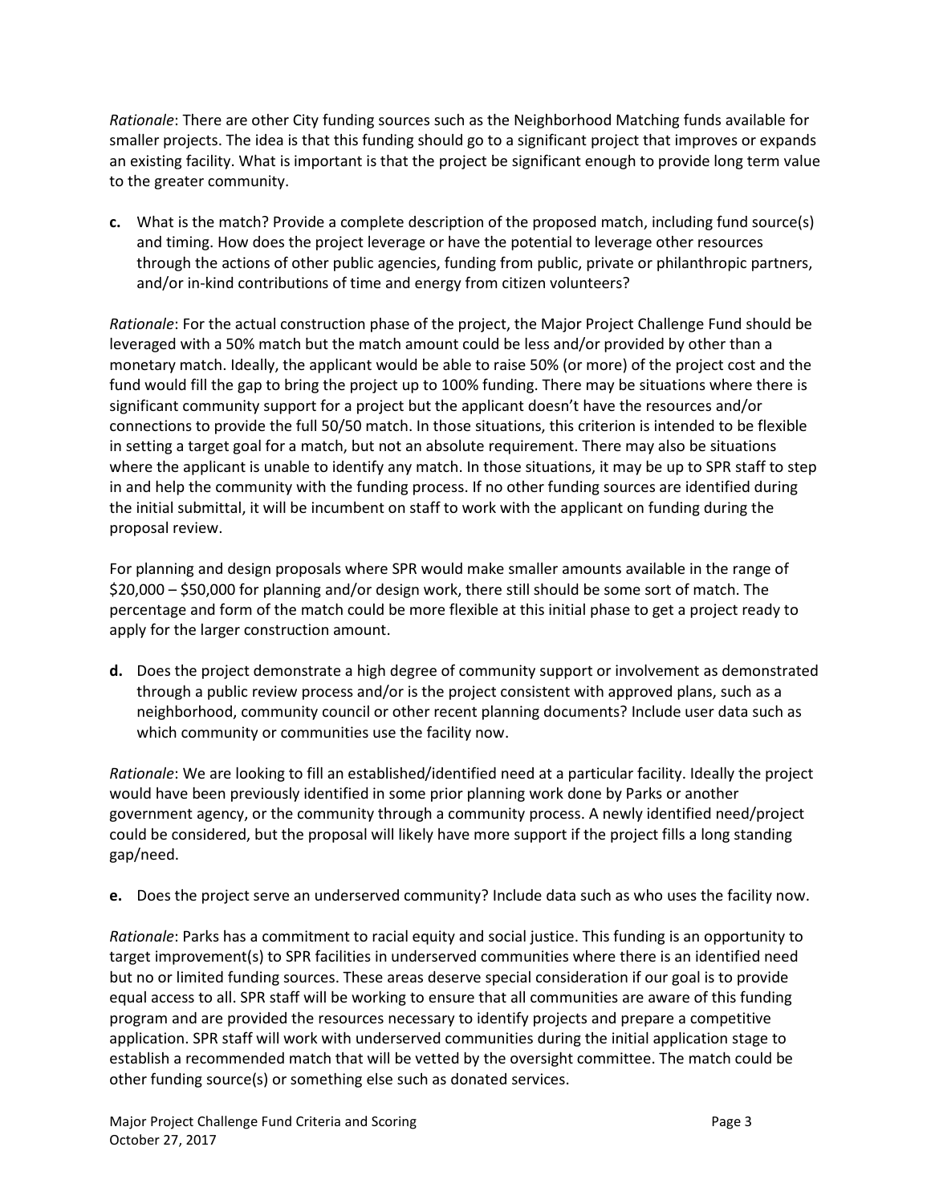*Rationale*: There are other City funding sources such as the Neighborhood Matching funds available for smaller projects. The idea is that this funding should go to a significant project that improves or expands an existing facility. What is important is that the project be significant enough to provide long term value to the greater community.

**c.** What is the match? Provide a complete description of the proposed match, including fund source(s) and timing. How does the project leverage or have the potential to leverage other resources through the actions of other public agencies, funding from public, private or philanthropic partners, and/or in-kind contributions of time and energy from citizen volunteers?

*Rationale*: For the actual construction phase of the project, the Major Project Challenge Fund should be leveraged with a 50% match but the match amount could be less and/or provided by other than a monetary match. Ideally, the applicant would be able to raise 50% (or more) of the project cost and the fund would fill the gap to bring the project up to 100% funding. There may be situations where there is significant community support for a project but the applicant doesn't have the resources and/or connections to provide the full 50/50 match. In those situations, this criterion is intended to be flexible in setting a target goal for a match, but not an absolute requirement. There may also be situations where the applicant is unable to identify any match. In those situations, it may be up to SPR staff to step in and help the community with the funding process. If no other funding sources are identified during the initial submittal, it will be incumbent on staff to work with the applicant on funding during the proposal review.

For planning and design proposals where SPR would make smaller amounts available in the range of $20,000 – $50,000 for planning and/or design work, there still should be some sort of match. The percentage and form of the match could be more flexible at this initial phase to get a project ready to apply for the larger construction amount.

**d.** Does the project demonstrate a high degree of community support or involvement as demonstrated through a public review process and/or is the project consistent with approved plans, such as a neighborhood, community council or other recent planning documents? Include user data such as which community or communities use the facility now.

*Rationale*: We are looking to fill an established/identified need at a particular facility. Ideally the project would have been previously identified in some prior planning work done by Parks or another government agency, or the community through a community process. A newly identified need/project could be considered, but the proposal will likely have more support if the project fills a long standing gap/need.

**e.** Does the project serve an underserved community? Include data such as who uses the facility now.

*Rationale*: Parks has a commitment to racial equity and social justice. This funding is an opportunity to target improvement(s) to SPR facilities in underserved communities where there is an identified need but no or limited funding sources. These areas deserve special consideration if our goal is to provide equal access to all. SPR staff will be working to ensure that all communities are aware of this funding program and are provided the resources necessary to identify projects and prepare a competitive application. SPR staff will work with underserved communities during the initial application stage to establish a recommended match that will be vetted by the oversight committee. The match could be other funding source(s) or something else such as donated services.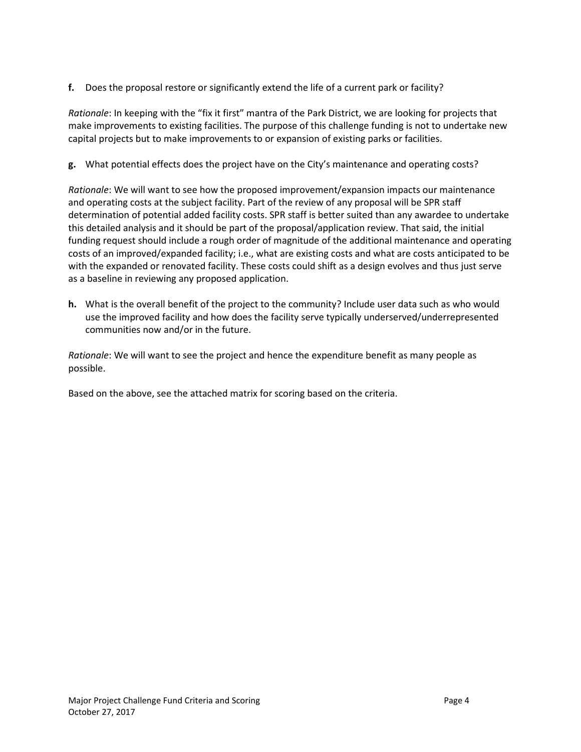**f.** Does the proposal restore or significantly extend the life of a current park or facility?

*Rationale*: In keeping with the "fix it first" mantra of the Park District, we are looking for projects that make improvements to existing facilities. The purpose of this challenge funding is not to undertake new capital projects but to make improvements to or expansion of existing parks or facilities.

**g.** What potential effects does the project have on the City's maintenance and operating costs?

*Rationale*: We will want to see how the proposed improvement/expansion impacts our maintenance and operating costs at the subject facility. Part of the review of any proposal will be SPR staff determination of potential added facility costs. SPR staff is better suited than any awardee to undertake this detailed analysis and it should be part of the proposal/application review. That said, the initial funding request should include a rough order of magnitude of the additional maintenance and operating costs of an improved/expanded facility; i.e., what are existing costs and what are costs anticipated to be with the expanded or renovated facility. These costs could shift as a design evolves and thus just serve as a baseline in reviewing any proposed application.

**h.** What is the overall benefit of the project to the community? Include user data such as who would use the improved facility and how does the facility serve typically underserved/underrepresented communities now and/or in the future.

*Rationale*: We will want to see the project and hence the expenditure benefit as many people as possible.

Based on the above, see the attached matrix for scoring based on the criteria.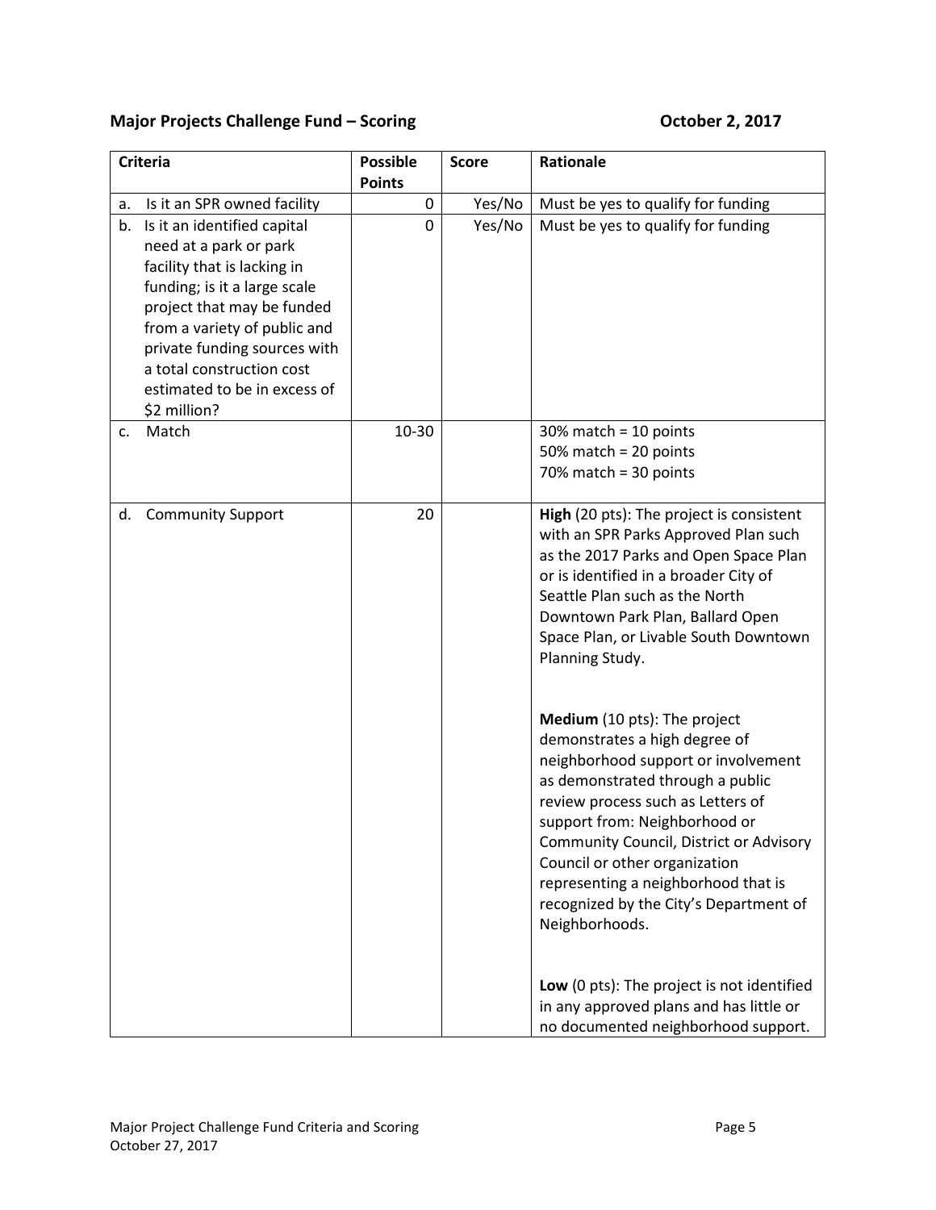**Major Projects Challenge Fund – Scoring** **October 2, 2017**

| Criteria | Possible Points | Score | Rationale |
|---|---|---|---|
| a. Is it an SPR owned facility | 0 | Yes/No | Must be yes to qualify for funding |
| b. Is it an identified capital need at a park or park facility that is lacking in funding; is it a large scale project that may be funded from a variety of public and private funding sources with a total construction cost estimated to be in excess of $2 million? | 0 | Yes/No | Must be yes to qualify for funding |
| c. Match | 10-30 | | 30% match = 10 points<br>50% match = 20 points<br>70% match = 30 points |
| d. Community Support | 20 | | **High** (20 pts): The project is consistent with an SPR Parks Approved Plan such as the 2017 Parks and Open Space Plan or is identified in a broader City of Seattle Plan such as the North Downtown Park Plan, Ballard Open Space Plan, or Livable South Downtown Planning Study.<br><br>**Medium** (10 pts): The project demonstrates a high degree of neighborhood support or involvement as demonstrated through a public review process such as Letters of support from: Neighborhood or Community Council, District or Advisory Council or other organization representing a neighborhood that is recognized by the City's Department of Neighborhoods.<br><br>**Low** (0 pts): The project is not identified in any approved plans and has little or no documented neighborhood support. |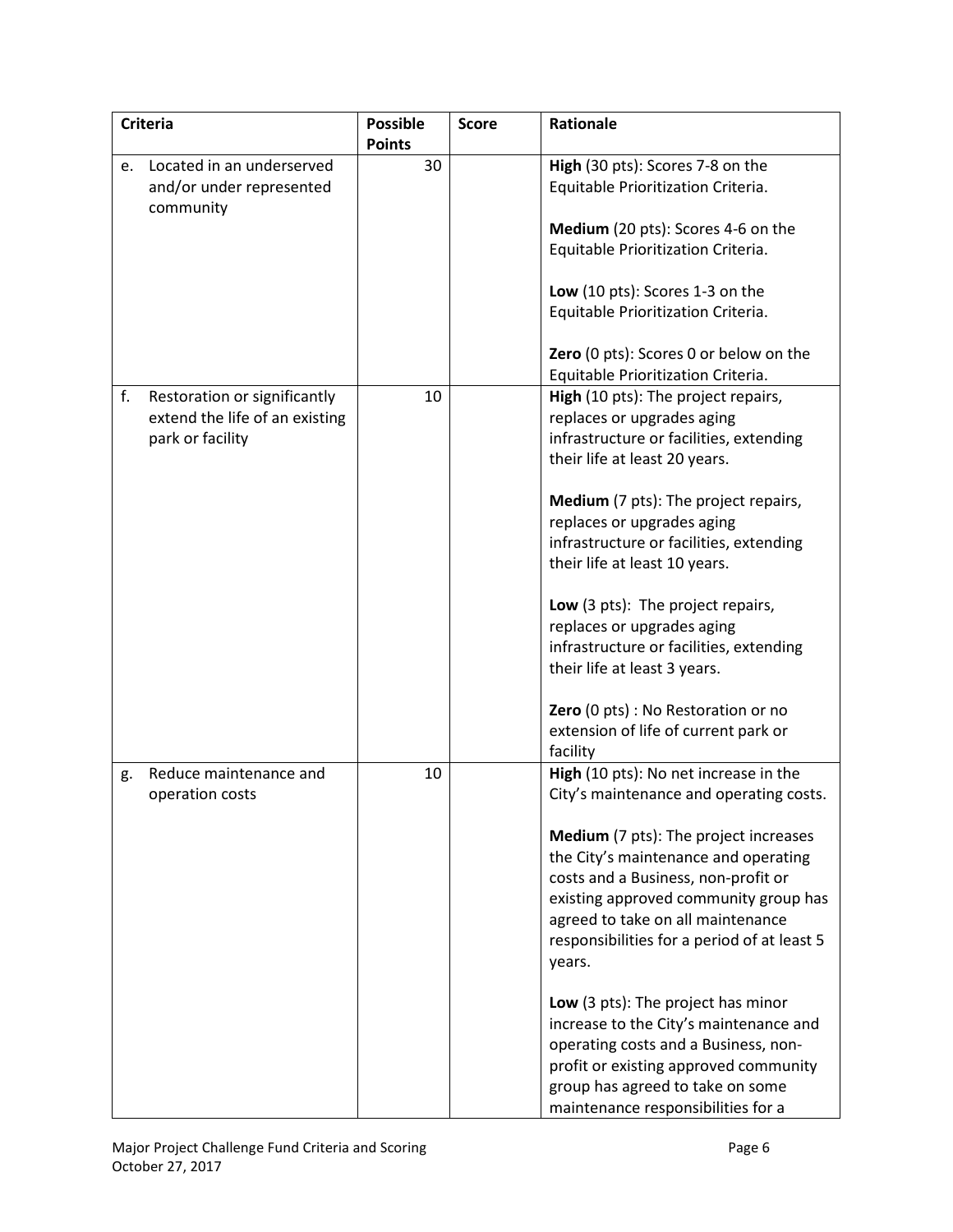| Criteria | Possible Points | Score | Rationale |
|---|---|---|---|
| e. Located in an underserved and/or under represented community | 30 | | **High** (30 pts): Scores 7-8 on the Equitable Prioritization Criteria.<br><br>**Medium** (20 pts): Scores 4-6 on the Equitable Prioritization Criteria.<br><br>**Low** (10 pts): Scores 1-3 on the Equitable Prioritization Criteria.<br><br>**Zero** (0 pts): Scores 0 or below on the Equitable Prioritization Criteria. |
| f. Restoration or significantly extend the life of an existing park or facility | 10 | | **High** (10 pts): The project repairs, replaces or upgrades aging infrastructure or facilities, extending their life at least 20 years.<br><br>**Medium** (7 pts): The project repairs, replaces or upgrades aging infrastructure or facilities, extending their life at least 10 years.<br><br>**Low** (3 pts): The project repairs, replaces or upgrades aging infrastructure or facilities, extending their life at least 3 years.<br><br>**Zero** (0 pts) : No Restoration or no extension of life of current park or facility |
| g. Reduce maintenance and operation costs | 10 | | **High** (10 pts): No net increase in the City's maintenance and operating costs.<br><br>**Medium** (7 pts): The project increases the City's maintenance and operating costs and a Business, non-profit or existing approved community group has agreed to take on all maintenance responsibilities for a period of at least 5 years.<br><br>**Low** (3 pts): The project has minor increase to the City's maintenance and operating costs and a Business, non-profit or existing approved community group has agreed to take on some maintenance responsibilities for a |

Major Project Challenge Fund Criteria and Scoring
October 27, 2017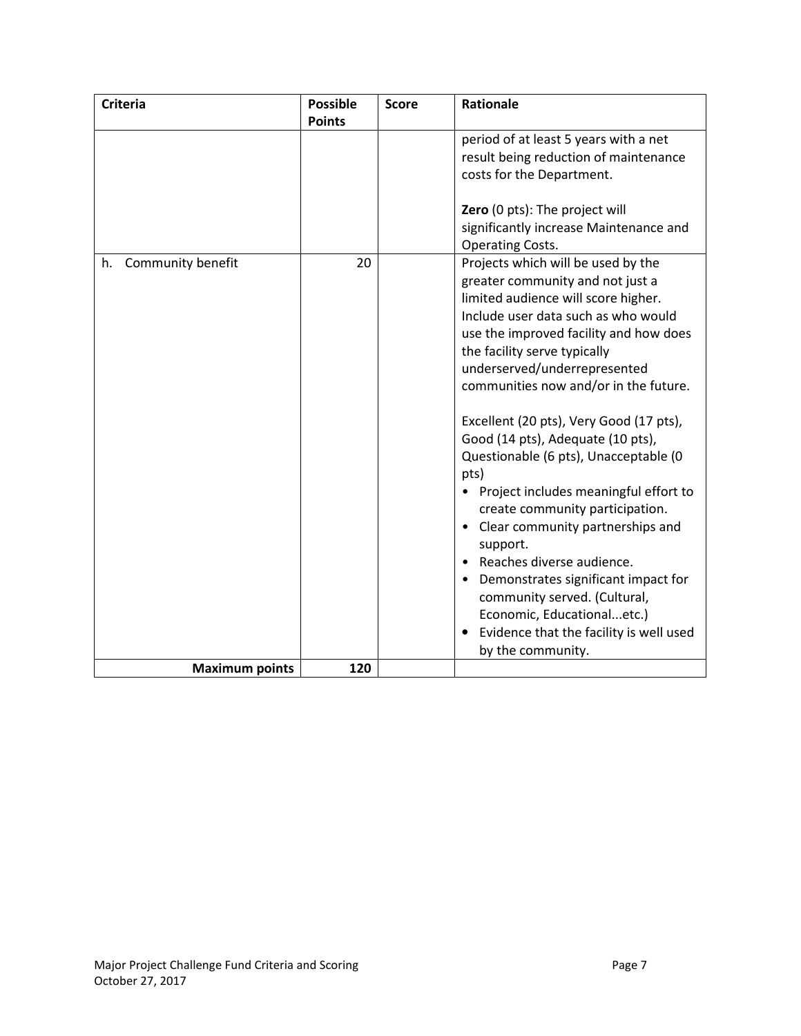| Criteria | Possible Points | Score | Rationale |
|---|---|---|---|
| | | | period of at least 5 years with a net result being reduction of maintenance costs for the Department.<br><br>**Zero** (0 pts): The project will significantly increase Maintenance and Operating Costs. |
| h. Community benefit | 20 | | Projects which will be used by the greater community and not just a limited audience will score higher. Include user data such as who would use the improved facility and how does the facility serve typically underserved/underrepresented communities now and/or in the future.<br><br>Excellent (20 pts), Very Good (17 pts), Good (14 pts), Adequate (10 pts), Questionable (6 pts), Unacceptable (0 pts)<br>• Project includes meaningful effort to create community participation.<br>• Clear community partnerships and support.<br>• Reaches diverse audience.<br>• Demonstrates significant impact for community served. (Cultural, Economic, Educational...etc.)<br>• Evidence that the facility is well used by the community. |
| **Maximum points** | **120** | | |